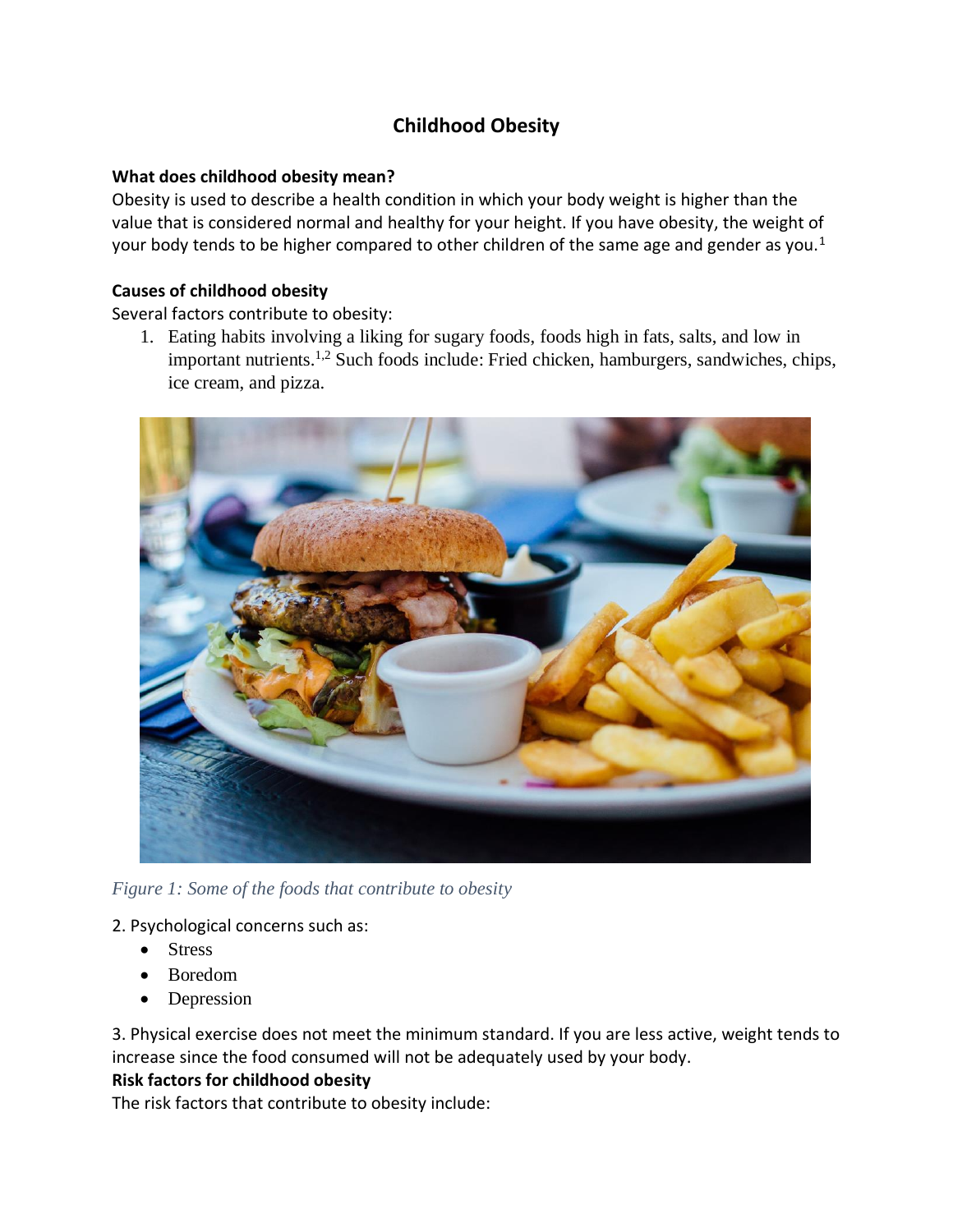# Childhood Obesity

**What does childhood obesity mean?**

Obesity is used to describe a health condition in which your body weight is higher than the value that is considered normal and healthy for your height. If you have obesity, the weight of your body tends to be higher compared to other children of the same age and gender as you.[1]

**Causes of childhood obesity**

Several factors contribute to obesity:

1. Eating habits involving a liking for sugary foods, foods high in fats, salts, and low in important nutrients.[1,2] Such foods include: Fried chicken, hamburgers, sandwiches, chips, ice cream, and pizza.

*Figure 1: Some of the foods that contribute to obesity*

2. Psychological concerns such as:
   - Stress
   - Boredom
   - Depression

3. Physical exercise does not meet the minimum standard. If you are less active, weight tends to increase since the food consumed will not be adequately used by your body.

**Risk factors for childhood obesity**

The risk factors that contribute to obesity include: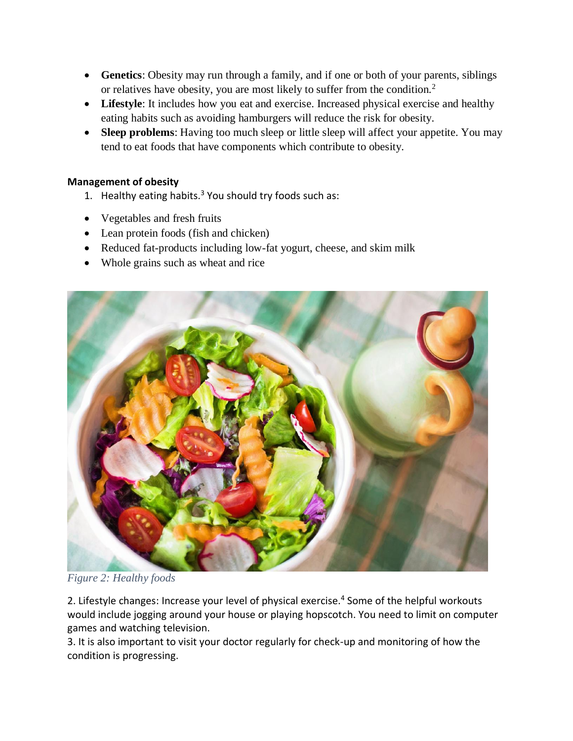- **Genetics**: Obesity may run through a family, and if one or both of your parents, siblings or relatives have obesity, you are most likely to suffer from the condition.[2]
- **Lifestyle**: It includes how you eat and exercise. Increased physical exercise and healthy eating habits such as avoiding hamburgers will reduce the risk for obesity.
- **Sleep problems**: Having too much sleep or little sleep will affect your appetite. You may tend to eat foods that have components which contribute to obesity.

**Management of obesity**

1. Healthy eating habits.[3] You should try foods such as:

- Vegetables and fresh fruits
- Lean protein foods (fish and chicken)
- Reduced fat-products including low-fat yogurt, cheese, and skim milk
- Whole grains such as wheat and rice

*Figure 2: Healthy foods*

2. Lifestyle changes: Increase your level of physical exercise.[4] Some of the helpful workouts would include jogging around your house or playing hopscotch. You need to limit on computer games and watching television.
3. It is also important to visit your doctor regularly for check-up and monitoring of how the condition is progressing.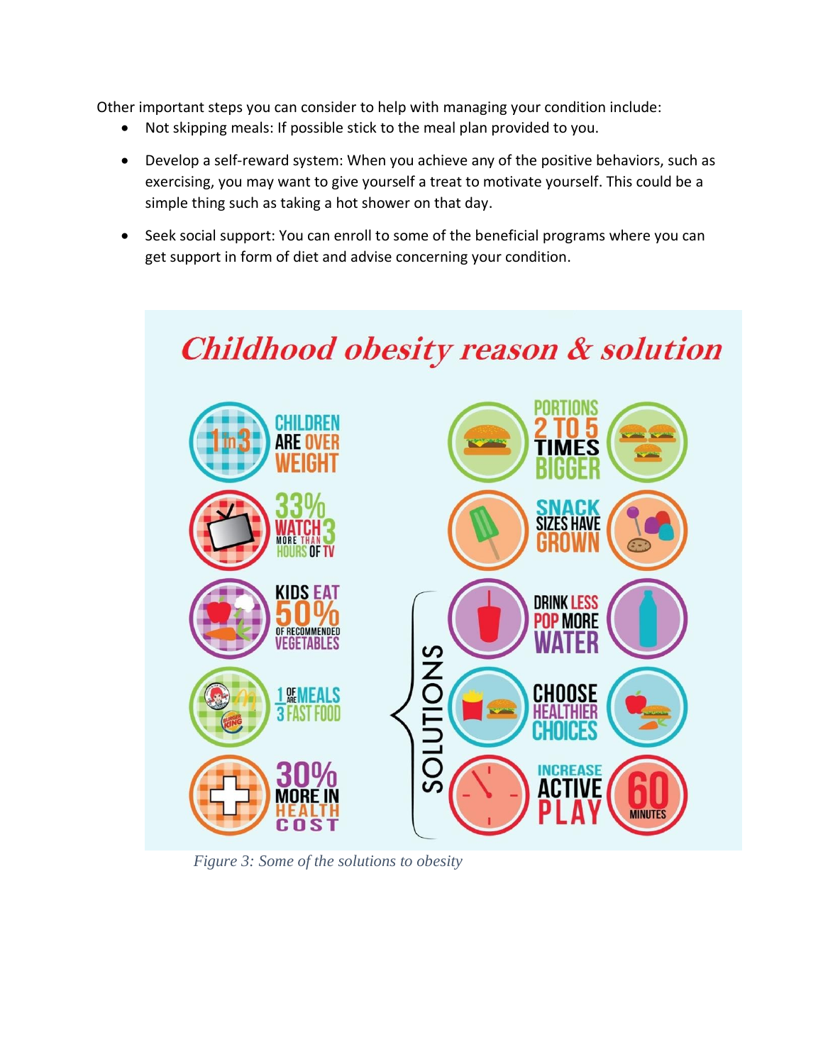Other important steps you can consider to help with managing your condition include:

- Not skipping meals: If possible stick to the meal plan provided to you.
- Develop a self-reward system: When you achieve any of the positive behaviors, such as exercising, you may want to give yourself a treat to motivate yourself. This could be a simple thing such as taking a hot shower on that day.
- Seek social support: You can enroll to some of the beneficial programs where you can get support in form of diet and advise concerning your condition.

*Figure 3: Some of the solutions to obesity*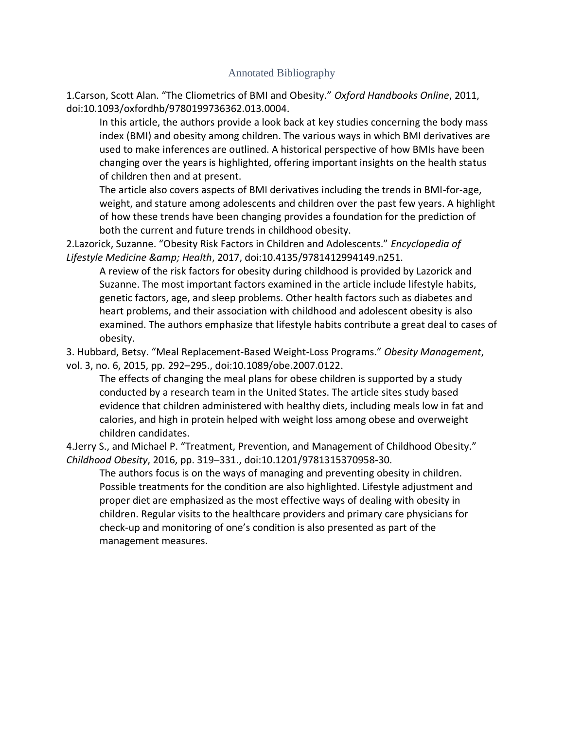# Annotated Bibliography

1.Carson, Scott Alan. "The Cliometrics of BMI and Obesity." *Oxford Handbooks Online*, 2011, doi:10.1093/oxfordhb/9780199736362.013.0004.

> In this article, the authors provide a look back at key studies concerning the body mass index (BMI) and obesity among children. The various ways in which BMI derivatives are used to make inferences are outlined. A historical perspective of how BMIs have been changing over the years is highlighted, offering important insights on the health status of children then and at present.
>
> The article also covers aspects of BMI derivatives including the trends in BMI-for-age, weight, and stature among adolescents and children over the past few years. A highlight of how these trends have been changing provides a foundation for the prediction of both the current and future trends in childhood obesity.

2.Lazorick, Suzanne. "Obesity Risk Factors in Children and Adolescents." *Encyclopedia of Lifestyle Medicine &amp; Health*, 2017, doi:10.4135/9781412994149.n251.

> A review of the risk factors for obesity during childhood is provided by Lazorick and Suzanne. The most important factors examined in the article include lifestyle habits, genetic factors, age, and sleep problems. Other health factors such as diabetes and heart problems, and their association with childhood and adolescent obesity is also examined. The authors emphasize that lifestyle habits contribute a great deal to cases of obesity.

3. Hubbard, Betsy. "Meal Replacement-Based Weight-Loss Programs." *Obesity Management*, vol. 3, no. 6, 2015, pp. 292–295., doi:10.1089/obe.2007.0122.

> The effects of changing the meal plans for obese children is supported by a study conducted by a research team in the United States. The article sites study based evidence that children administered with healthy diets, including meals low in fat and calories, and high in protein helped with weight loss among obese and overweight children candidates.

4.Jerry S., and Michael P. "Treatment, Prevention, and Management of Childhood Obesity." *Childhood Obesity*, 2016, pp. 319–331., doi:10.1201/9781315370958-30.

> The authors focus is on the ways of managing and preventing obesity in children. Possible treatments for the condition are also highlighted. Lifestyle adjustment and proper diet are emphasized as the most effective ways of dealing with obesity in children. Regular visits to the healthcare providers and primary care physicians for check-up and monitoring of one's condition is also presented as part of the management measures.